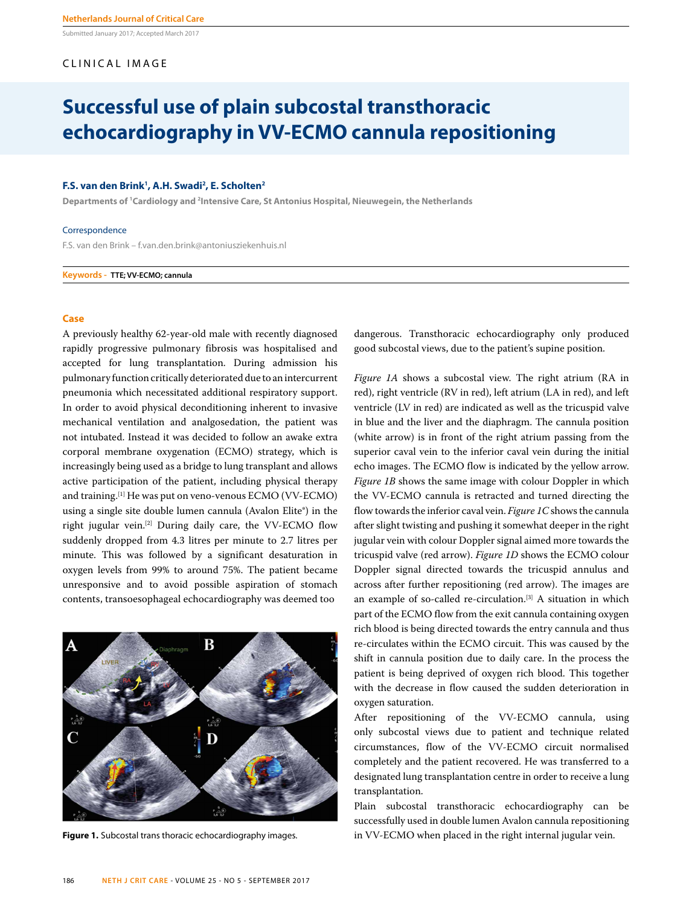Submitted January 2017; Accepted March 2017

CLINICAL IMAGE

# Successful use of plain subcostal transthoracic echocardiography in VV-ECMO cannula repositioning

**F.S. van den Brink[1], A.H. Swadi[2], E. Scholten[2]**

**Departments of [1]Cardiology and [2]Intensive Care, St Antonius Hospital, Nieuwegein, the Netherlands**

Correspondence

F.S. van den Brink – f.van.den.brink@antoniusziekenhuis.nl

**Keywords -** **TTE; VV-ECMO; cannula**

## Case

A previously healthy 62-year-old male with recently diagnosed rapidly progressive pulmonary fibrosis was hospitalised and accepted for lung transplantation. During admission his pulmonary function critically deteriorated due to an intercurrent pneumonia which necessitated additional respiratory support. In order to avoid physical deconditioning inherent to invasive mechanical ventilation and analgosedation, the patient was not intubated. Instead it was decided to follow an awake extra corporal membrane oxygenation (ECMO) strategy, which is increasingly being used as a bridge to lung transplant and allows active participation of the patient, including physical therapy and training.[1] He was put on veno-venous ECMO (VV-ECMO) using a single site double lumen cannula (Avalon Elite®) in the right jugular vein.[2] During daily care, the VV-ECMO flow suddenly dropped from 4.3 litres per minute to 2.7 litres per minute. This was followed by a significant desaturation in oxygen levels from 99% to around 75%. The patient became unresponsive and to avoid possible aspiration of stomach contents, transoesophageal echocardiography was deemed too dangerous. Transthoracic echocardiography only produced good subcostal views, due to the patient's supine position.

*Figure 1A* shows a subcostal view. The right atrium (RA in red), right ventricle (RV in red), left atrium (LA in red), and left ventricle (LV in red) are indicated as well as the tricuspid valve in blue and the liver and the diaphragm. The cannula position (white arrow) is in front of the right atrium passing from the superior caval vein to the inferior caval vein during the initial echo images. The ECMO flow is indicated by the yellow arrow. *Figure 1B* shows the same image with colour Doppler in which the VV-ECMO cannula is retracted and turned directing the flow towards the inferior caval vein. *Figure 1C* shows the cannula after slight twisting and pushing it somewhat deeper in the right jugular vein with colour Doppler signal aimed more towards the tricuspid valve (red arrow). *Figure 1D* shows the ECMO colour Doppler signal directed towards the tricuspid annulus and across after further repositioning (red arrow). The images are an example of so-called re-circulation.[3] A situation in which part of the ECMO flow from the exit cannula containing oxygen rich blood is being directed towards the entry cannula and thus re-circulates within the ECMO circuit. This was caused by the shift in cannula position due to daily care. In the process the patient is being deprived of oxygen rich blood. This together with the decrease in flow caused the sudden deterioration in oxygen saturation.

After repositioning of the VV-ECMO cannula, using only subcostal views due to patient and technique related circumstances, flow of the VV-ECMO circuit normalised completely and the patient recovered. He was transferred to a designated lung transplantation centre in order to receive a lung transplantation.

Plain subcostal transthoracic echocardiography can be successfully used in double lumen Avalon cannula repositioning in VV-ECMO when placed in the right internal jugular vein.

**Figure 1.** Subcostal trans thoracic echocardiography images.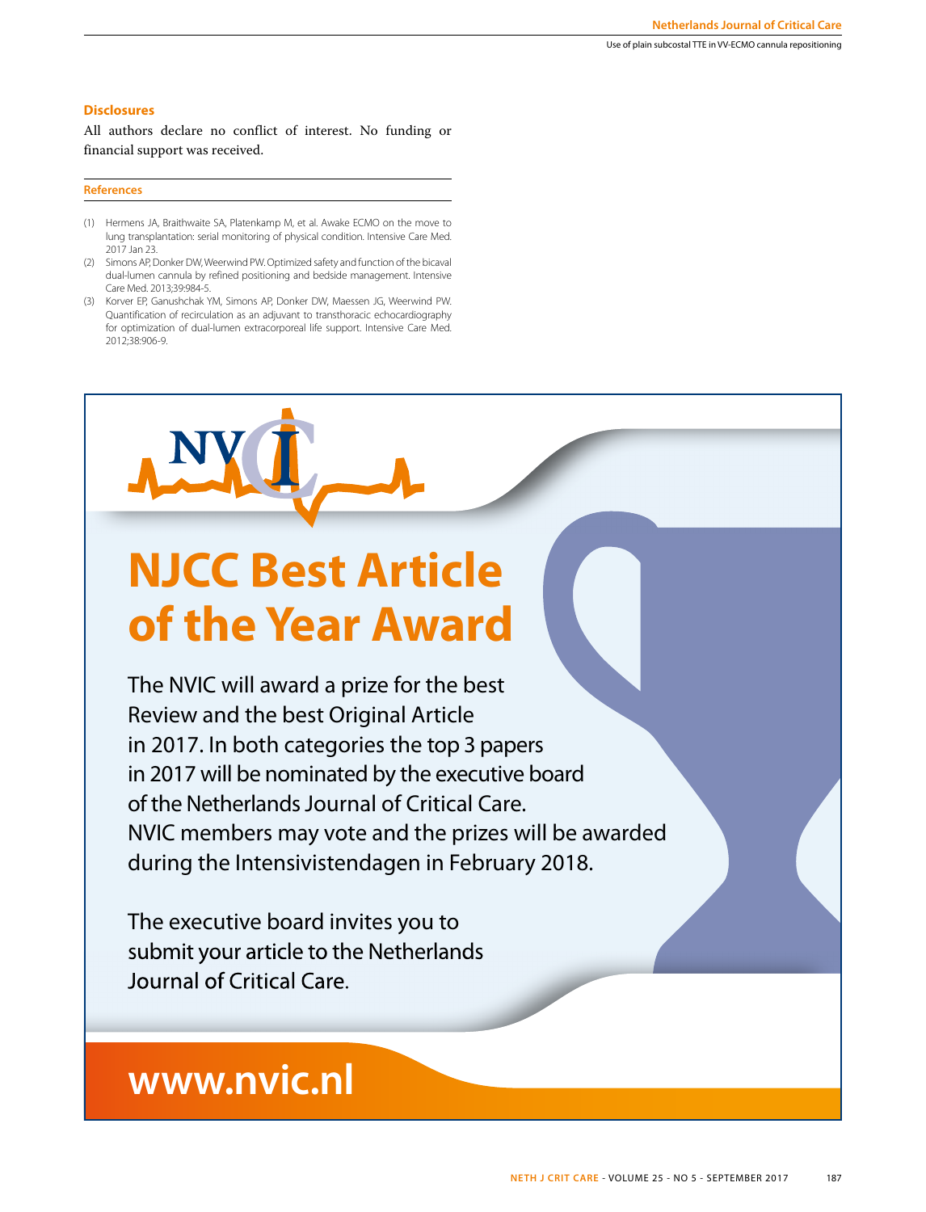### Disclosures

All authors declare no conflict of interest. No funding or financial support was received.

### References

(1) Hermens JA, Braithwaite SA, Platenkamp M, et al. Awake ECMO on the move to lung transplantation: serial monitoring of physical condition. Intensive Care Med. 2017 Jan 23.

(2) Simons AP, Donker DW, Weerwind PW. Optimized safety and function of the bicaval dual-lumen cannula by refined positioning and bedside management. Intensive Care Med. 2013;39:984-5.

(3) Korver EP, Ganushchak YM, Simons AP, Donker DW, Maessen JG, Weerwind PW. Quantification of recirculation as an adjuvant to transthoracic echocardiography for optimization of dual-lumen extracorporeal life support. Intensive Care Med. 2012;38:906-9.

NVIC

# NJCC Best Article of the Year Award

The NVIC will award a prize for the best Review and the best Original Article in 2017. In both categories the top 3 papers in 2017 will be nominated by the executive board of the Netherlands Journal of Critical Care. NVIC members may vote and the prizes will be awarded during the Intensivistendagen in February 2018.

The executive board invites you to submit your article to the Netherlands Journal of Critical Care.

**www.nvic.nl**